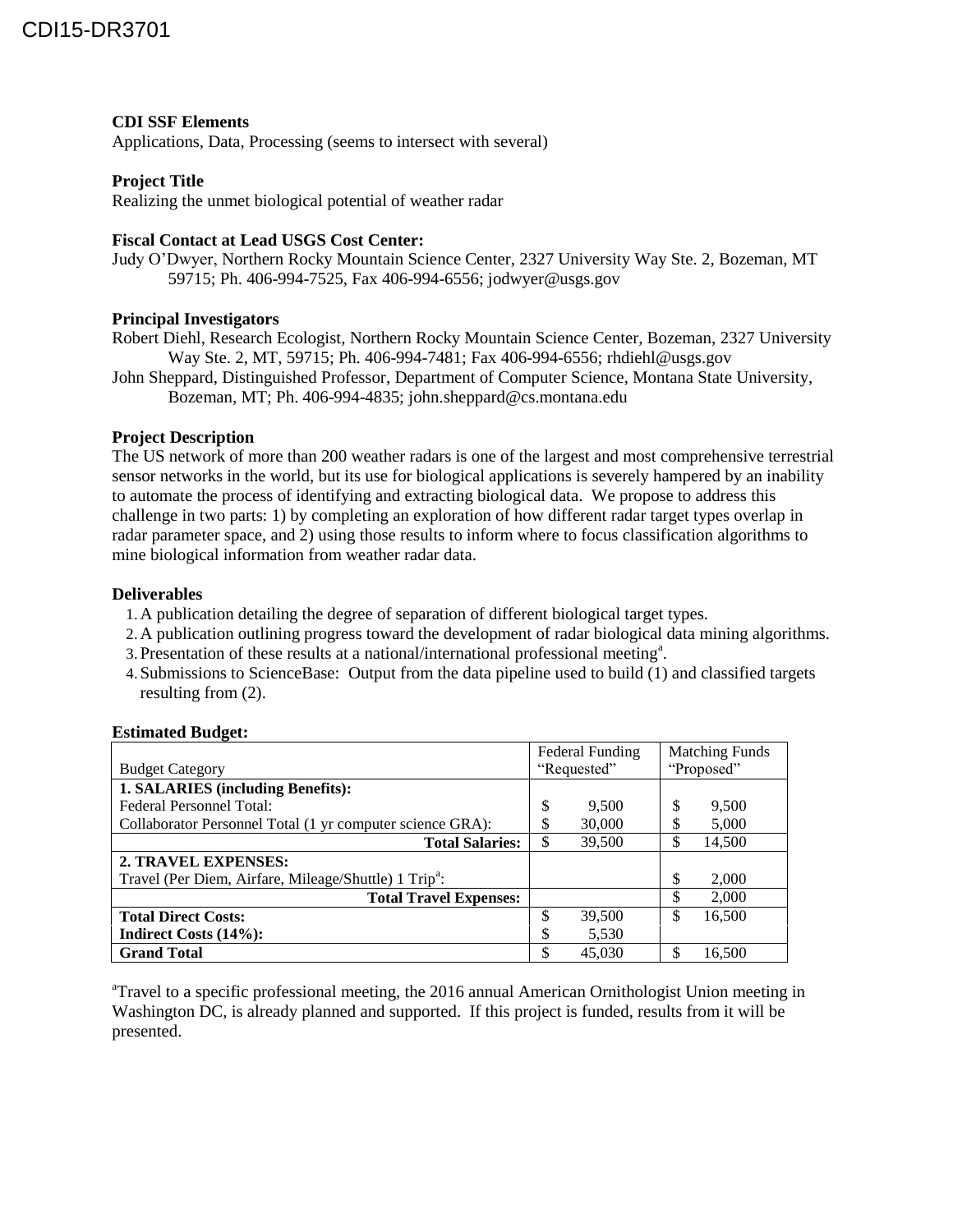CDI15-DR3701

**CDI SSF Elements**

Applications, Data, Processing (seems to intersect with several)

**Project Title**

Realizing the unmet biological potential of weather radar

**Fiscal Contact at Lead USGS Cost Center:**

Judy O'Dwyer, Northern Rocky Mountain Science Center, 2327 University Way Ste. 2, Bozeman, MT 59715; Ph. 406-994-7525, Fax 406-994-6556; jodwyer@usgs.gov

**Principal Investigators**

Robert Diehl, Research Ecologist, Northern Rocky Mountain Science Center, Bozeman, 2327 University Way Ste. 2, MT, 59715; Ph. 406-994-7481; Fax 406-994-6556; rhdiehl@usgs.gov

John Sheppard, Distinguished Professor, Department of Computer Science, Montana State University, Bozeman, MT; Ph. 406-994-4835; john.sheppard@cs.montana.edu

**Project Description**

The US network of more than 200 weather radars is one of the largest and most comprehensive terrestrial sensor networks in the world, but its use for biological applications is severely hampered by an inability to automate the process of identifying and extracting biological data. We propose to address this challenge in two parts: 1) by completing an exploration of how different radar target types overlap in radar parameter space, and 2) using those results to inform where to focus classification algorithms to mine biological information from weather radar data.

**Deliverables**

1. A publication detailing the degree of separation of different biological target types.
2. A publication outlining progress toward the development of radar biological data mining algorithms.
3. Presentation of these results at a national/international professional meeting[a].
4. Submissions to ScienceBase: Output from the data pipeline used to build (1) and classified targets resulting from (2).

**Estimated Budget:**

| Budget Category | Federal Funding "Requested" | Matching Funds "Proposed" |
|---|---|---|
| **1. SALARIES (including Benefits):** | | |
| Federal Personnel Total: | $ 9,500 | $ 9,500 |
| Collaborator Personnel Total (1 yr computer science GRA): | $ 30,000 | $ 5,000 |
| **Total Salaries:** | $ 39,500 | $ 14,500 |
| **2. TRAVEL EXPENSES:** | | |
| Travel (Per Diem, Airfare, Mileage/Shuttle) 1 Trip[a]: | | $ 2,000 |
| **Total Travel Expenses:** | | $ 2,000 |
| **Total Direct Costs:** | $ 39,500 | $ 16,500 |
| **Indirect Costs (14%):** | $ 5,530 | |
| **Grand Total** | $ 45,030 | $ 16,500 |

[a]Travel to a specific professional meeting, the 2016 annual American Ornithologist Union meeting in Washington DC, is already planned and supported. If this project is funded, results from it will be presented.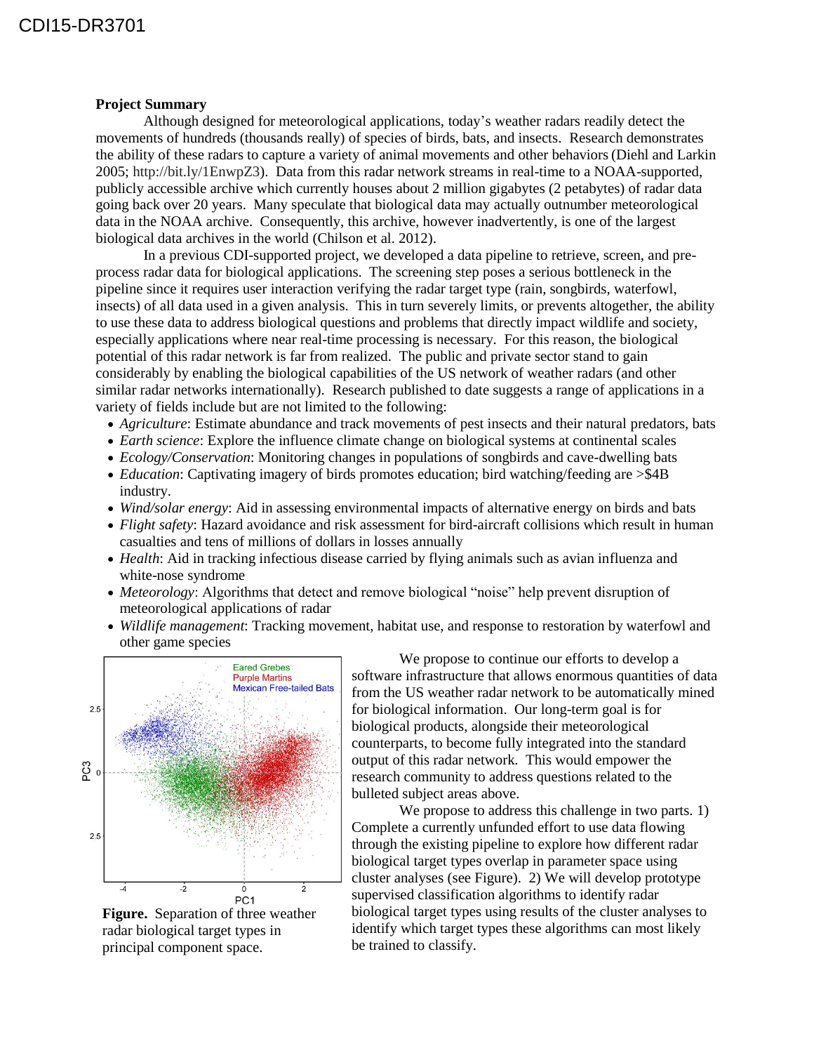CDI15-DR3701

**Project Summary**

Although designed for meteorological applications, today's weather radars readily detect the movements of hundreds (thousands really) of species of birds, bats, and insects. Research demonstrates the ability of these radars to capture a variety of animal movements and other behaviors (Diehl and Larkin 2005; http://bit.ly/1EnwpZ3). Data from this radar network streams in real-time to a NOAA-supported, publicly accessible archive which currently houses about 2 million gigabytes (2 petabytes) of radar data going back over 20 years. Many speculate that biological data may actually outnumber meteorological data in the NOAA archive. Consequently, this archive, however inadvertently, is one of the largest biological data archives in the world (Chilson et al. 2012).

In a previous CDI-supported project, we developed a data pipeline to retrieve, screen, and pre-process radar data for biological applications. The screening step poses a serious bottleneck in the pipeline since it requires user interaction verifying the radar target type (rain, songbirds, waterfowl, insects) of all data used in a given analysis. This in turn severely limits, or prevents altogether, the ability to use these data to address biological questions and problems that directly impact wildlife and society, especially applications where near real-time processing is necessary. For this reason, the biological potential of this radar network is far from realized. The public and private sector stand to gain considerably by enabling the biological capabilities of the US network of weather radars (and other similar radar networks internationally). Research published to date suggests a range of applications in a variety of fields include but are not limited to the following:

- *Agriculture*: Estimate abundance and track movements of pest insects and their natural predators, bats
- *Earth science*: Explore the influence climate change on biological systems at continental scales
- *Ecology/Conservation*: Monitoring changes in populations of songbirds and cave-dwelling bats
- *Education*: Captivating imagery of birds promotes education; bird watching/feeding are >$4B industry.
- *Wind/solar energy*: Aid in assessing environmental impacts of alternative energy on birds and bats
- *Flight safety*: Hazard avoidance and risk assessment for bird-aircraft collisions which result in human casualties and tens of millions of dollars in losses annually
- *Health*: Aid in tracking infectious disease carried by flying animals such as avian influenza and white-nose syndrome
- *Meteorology*: Algorithms that detect and remove biological "noise" help prevent disruption of meteorological applications of radar
- *Wildlife management*: Tracking movement, habitat use, and response to restoration by waterfowl and other game species

Eared Grebes
Purple Martins
Mexican Free-tailed Bats
2.5
0
2.5
PC3
-4
-2
0
2
PC1

**Figure.** Separation of three weather radar biological target types in principal component space.

We propose to continue our efforts to develop a software infrastructure that allows enormous quantities of data from the US weather radar network to be automatically mined for biological information. Our long-term goal is for biological products, alongside their meteorological counterparts, to become fully integrated into the standard output of this radar network. This would empower the research community to address questions related to the bulleted subject areas above.

We propose to address this challenge in two parts. 1) Complete a currently unfunded effort to use data flowing through the existing pipeline to explore how different radar biological target types overlap in parameter space using cluster analyses (see Figure). 2) We will develop prototype supervised classification algorithms to identify radar biological target types using results of the cluster analyses to identify which target types these algorithms can most likely be trained to classify.